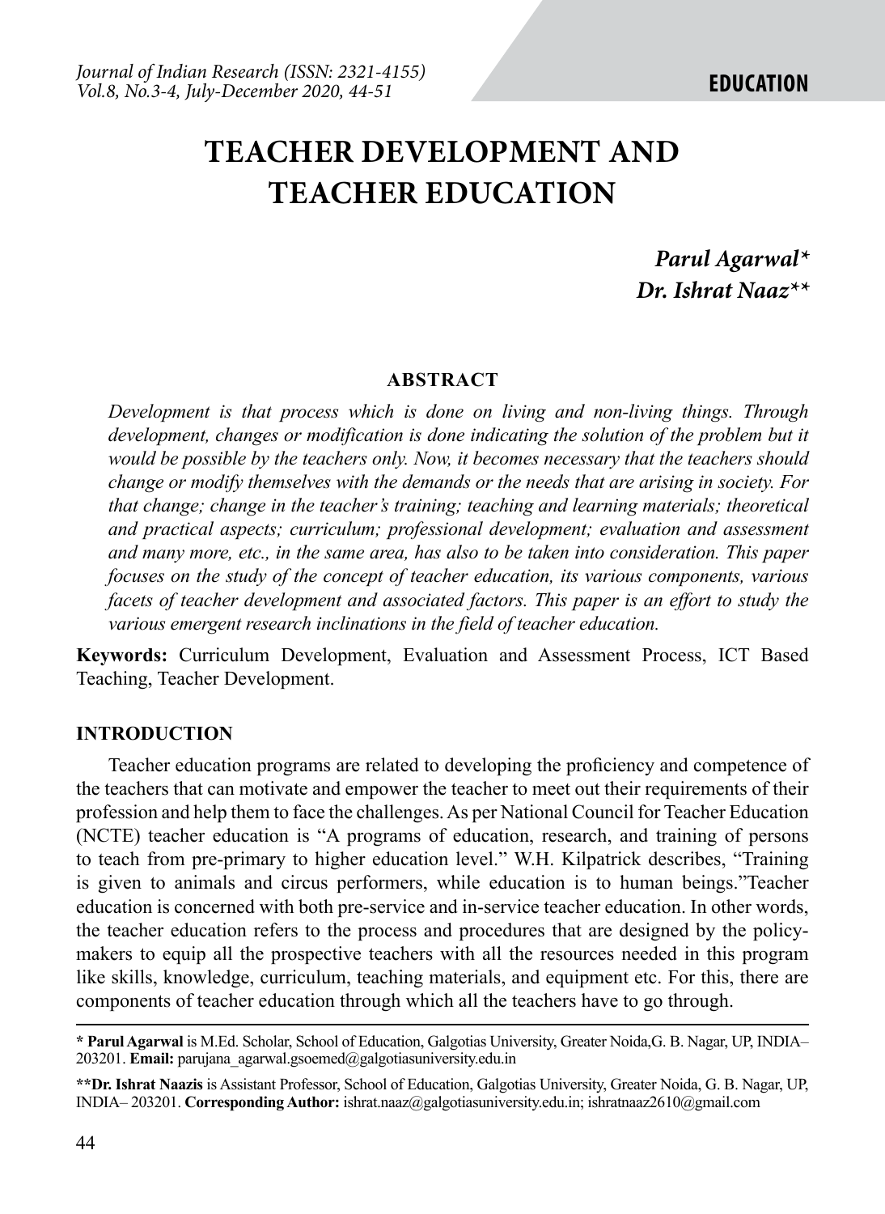# TEACHER DEVELOPMENT AND TEACHER EDUCATION

***Parul Agarwal****
***Dr. Ishrat Naaz*****

## ABSTRACT

*Development is that process which is done on living and non-living things. Through development, changes or modification is done indicating the solution of the problem but it would be possible by the teachers only. Now, it becomes necessary that the teachers should change or modify themselves with the demands or the needs that are arising in society. For that change; change in the teacher's training; teaching and learning materials; theoretical and practical aspects; curriculum; professional development; evaluation and assessment and many more, etc., in the same area, has also to be taken into consideration. This paper focuses on the study of the concept of teacher education, its various components, various facets of teacher development and associated factors. This paper is an effort to study the various emergent research inclinations in the field of teacher education.*

**Keywords:** Curriculum Development, Evaluation and Assessment Process, ICT Based Teaching, Teacher Development.

## INTRODUCTION

Teacher education programs are related to developing the proficiency and competence of the teachers that can motivate and empower the teacher to meet out their requirements of their profession and help them to face the challenges. As per National Council for Teacher Education (NCTE) teacher education is "A programs of education, research, and training of persons to teach from pre-primary to higher education level." W.H. Kilpatrick describes, "Training is given to animals and circus performers, while education is to human beings."Teacher education is concerned with both pre-service and in-service teacher education. In other words, the teacher education refers to the process and procedures that are designed by the policy-makers to equip all the prospective teachers with all the resources needed in this program like skills, knowledge, curriculum, teaching materials, and equipment etc. For this, there are components of teacher education through which all the teachers have to go through.

---

**\* Parul Agarwal** is M.Ed. Scholar, School of Education, Galgotias University, Greater Noida,G. B. Nagar, UP, INDIA– 203201. **Email:** parujana_agarwal.gsoemed@galgotiasuniversity.edu.in

**\*\*Dr. Ishrat Naazis** is Assistant Professor, School of Education, Galgotias University, Greater Noida, G. B. Nagar, UP, INDIA– 203201. **Corresponding Author:** ishrat.naaz@galgotiasuniversity.edu.in; ishratnaaz2610@gmail.com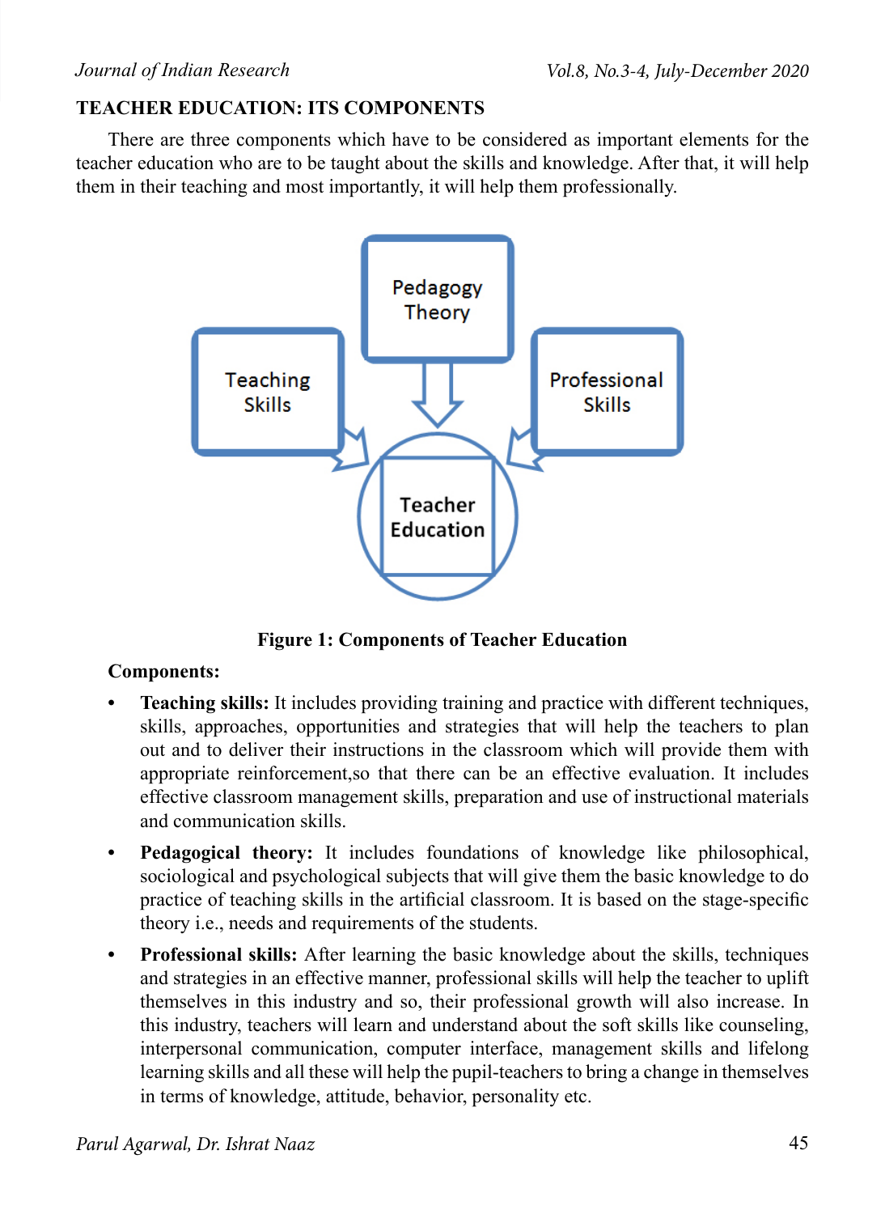## TEACHER EDUCATION: ITS COMPONENTS

There are three components which have to be considered as important elements for the teacher education who are to be taught about the skills and knowledge. After that, it will help them in their teaching and most importantly, it will help them professionally.

**Figure 1: Components of Teacher Education**

**Components:**

- **Teaching skills:** It includes providing training and practice with different techniques, skills, approaches, opportunities and strategies that will help the teachers to plan out and to deliver their instructions in the classroom which will provide them with appropriate reinforcement,so that there can be an effective evaluation. It includes effective classroom management skills, preparation and use of instructional materials and communication skills.
- **Pedagogical theory:** It includes foundations of knowledge like philosophical, sociological and psychological subjects that will give them the basic knowledge to do practice of teaching skills in the artificial classroom. It is based on the stage-specific theory i.e., needs and requirements of the students.
- **Professional skills:** After learning the basic knowledge about the skills, techniques and strategies in an effective manner, professional skills will help the teacher to uplift themselves in this industry and so, their professional growth will also increase. In this industry, teachers will learn and understand about the soft skills like counseling, interpersonal communication, computer interface, management skills and lifelong learning skills and all these will help the pupil-teachers to bring a change in themselves in terms of knowledge, attitude, behavior, personality etc.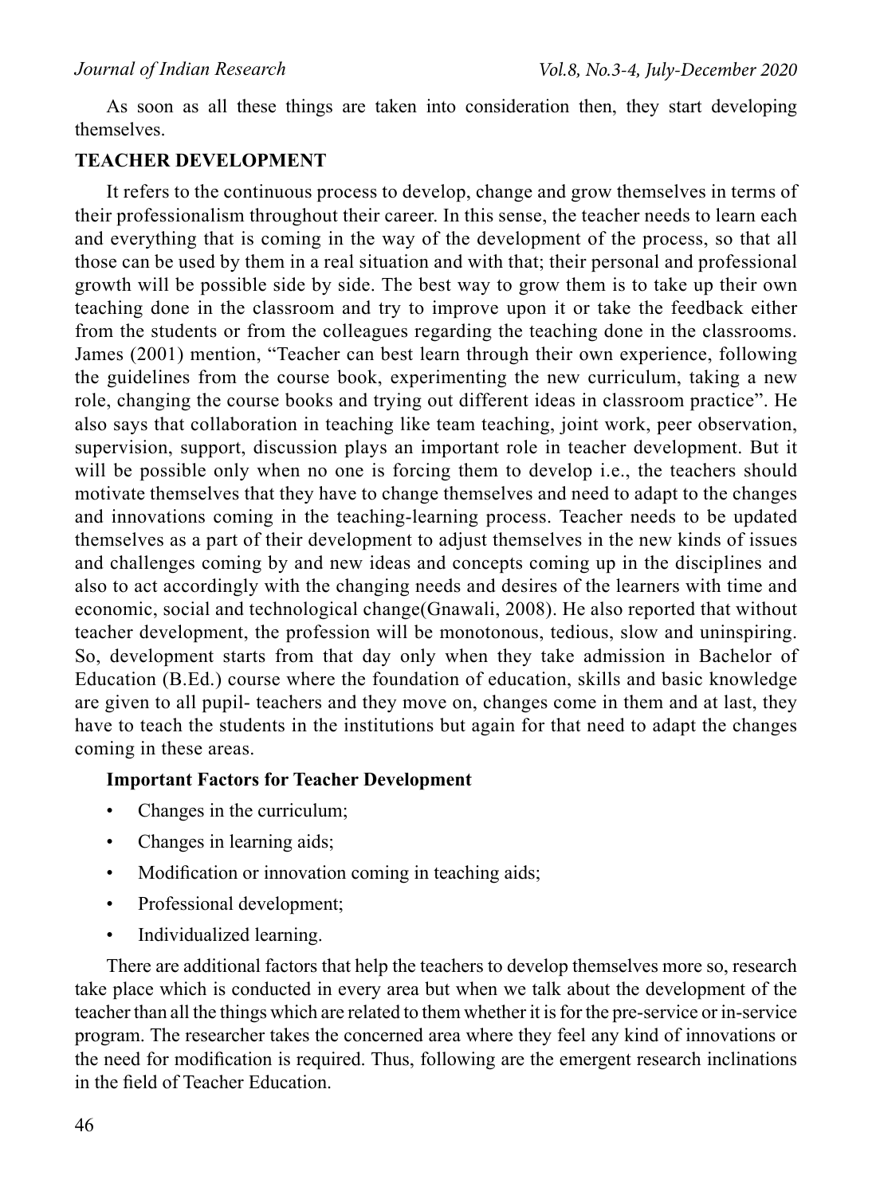As soon as all these things are taken into consideration then, they start developing themselves.

## TEACHER DEVELOPMENT

It refers to the continuous process to develop, change and grow themselves in terms of their professionalism throughout their career. In this sense, the teacher needs to learn each and everything that is coming in the way of the development of the process, so that all those can be used by them in a real situation and with that; their personal and professional growth will be possible side by side. The best way to grow them is to take up their own teaching done in the classroom and try to improve upon it or take the feedback either from the students or from the colleagues regarding the teaching done in the classrooms. James (2001) mention, "Teacher can best learn through their own experience, following the guidelines from the course book, experimenting the new curriculum, taking a new role, changing the course books and trying out different ideas in classroom practice". He also says that collaboration in teaching like team teaching, joint work, peer observation, supervision, support, discussion plays an important role in teacher development. But it will be possible only when no one is forcing them to develop i.e., the teachers should motivate themselves that they have to change themselves and need to adapt to the changes and innovations coming in the teaching-learning process. Teacher needs to be updated themselves as a part of their development to adjust themselves in the new kinds of issues and challenges coming by and new ideas and concepts coming up in the disciplines and also to act accordingly with the changing needs and desires of the learners with time and economic, social and technological change(Gnawali, 2008). He also reported that without teacher development, the profession will be monotonous, tedious, slow and uninspiring. So, development starts from that day only when they take admission in Bachelor of Education (B.Ed.) course where the foundation of education, skills and basic knowledge are given to all pupil- teachers and they move on, changes come in them and at last, they have to teach the students in the institutions but again for that need to adapt the changes coming in these areas.

### Important Factors for Teacher Development

- Changes in the curriculum;
- Changes in learning aids;
- Modification or innovation coming in teaching aids;
- Professional development;
- Individualized learning.

There are additional factors that help the teachers to develop themselves more so, research take place which is conducted in every area but when we talk about the development of the teacher than all the things which are related to them whether it is for the pre-service or in-service program. The researcher takes the concerned area where they feel any kind of innovations or the need for modification is required. Thus, following are the emergent research inclinations in the field of Teacher Education.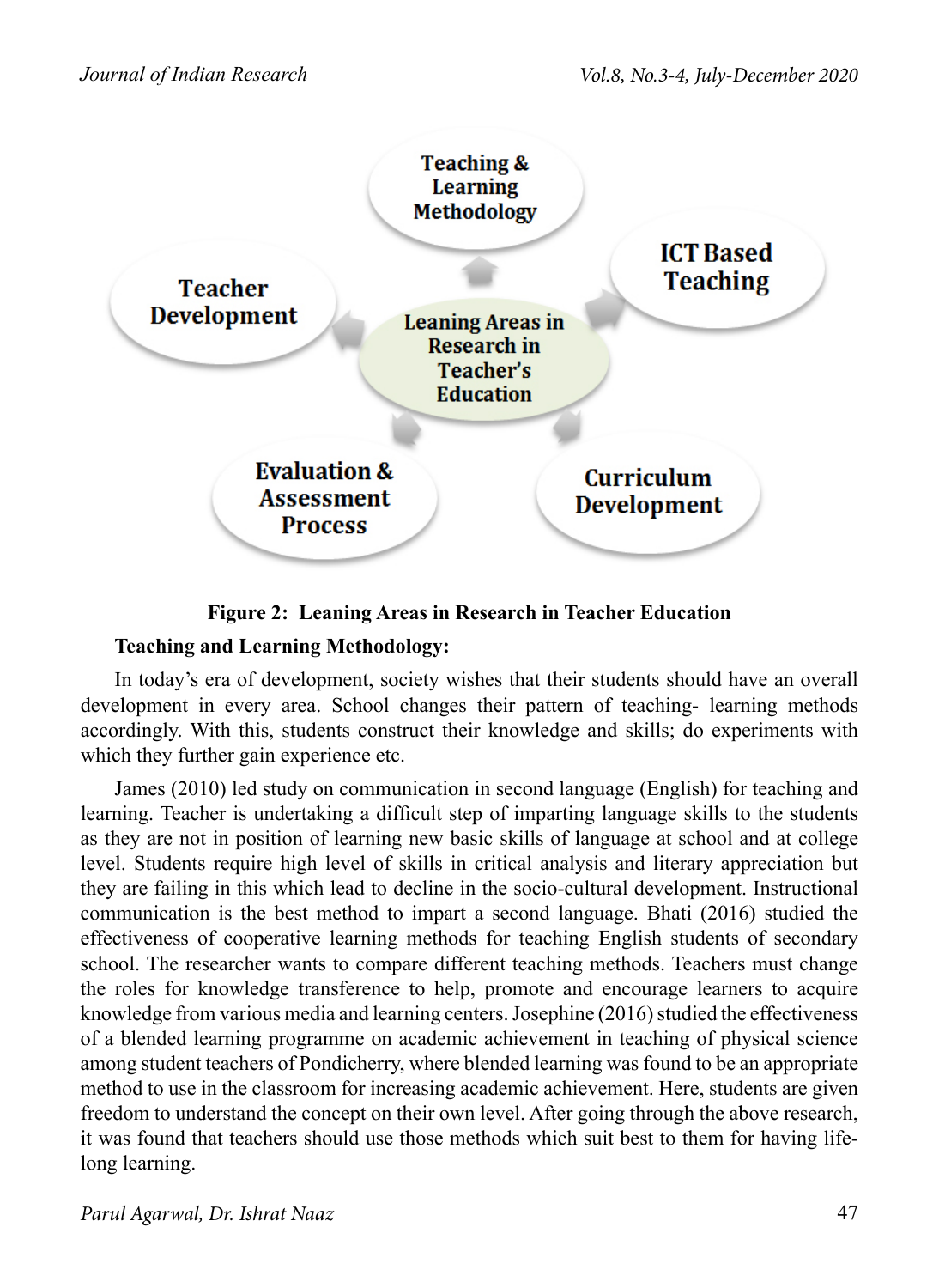**Figure 2: Leaning Areas in Research in Teacher Education**

**Teaching and Learning Methodology:**

In today's era of development, society wishes that their students should have an overall development in every area. School changes their pattern of teaching- learning methods accordingly. With this, students construct their knowledge and skills; do experiments with which they further gain experience etc.

James (2010) led study on communication in second language (English) for teaching and learning. Teacher is undertaking a difficult step of imparting language skills to the students as they are not in position of learning new basic skills of language at school and at college level. Students require high level of skills in critical analysis and literary appreciation but they are failing in this which lead to decline in the socio-cultural development. Instructional communication is the best method to impart a second language. Bhati (2016) studied the effectiveness of cooperative learning methods for teaching English students of secondary school. The researcher wants to compare different teaching methods. Teachers must change the roles for knowledge transference to help, promote and encourage learners to acquire knowledge from various media and learning centers. Josephine (2016) studied the effectiveness of a blended learning programme on academic achievement in teaching of physical science among student teachers of Pondicherry, where blended learning was found to be an appropriate method to use in the classroom for increasing academic achievement. Here, students are given freedom to understand the concept on their own level. After going through the above research, it was found that teachers should use those methods which suit best to them for having life-long learning.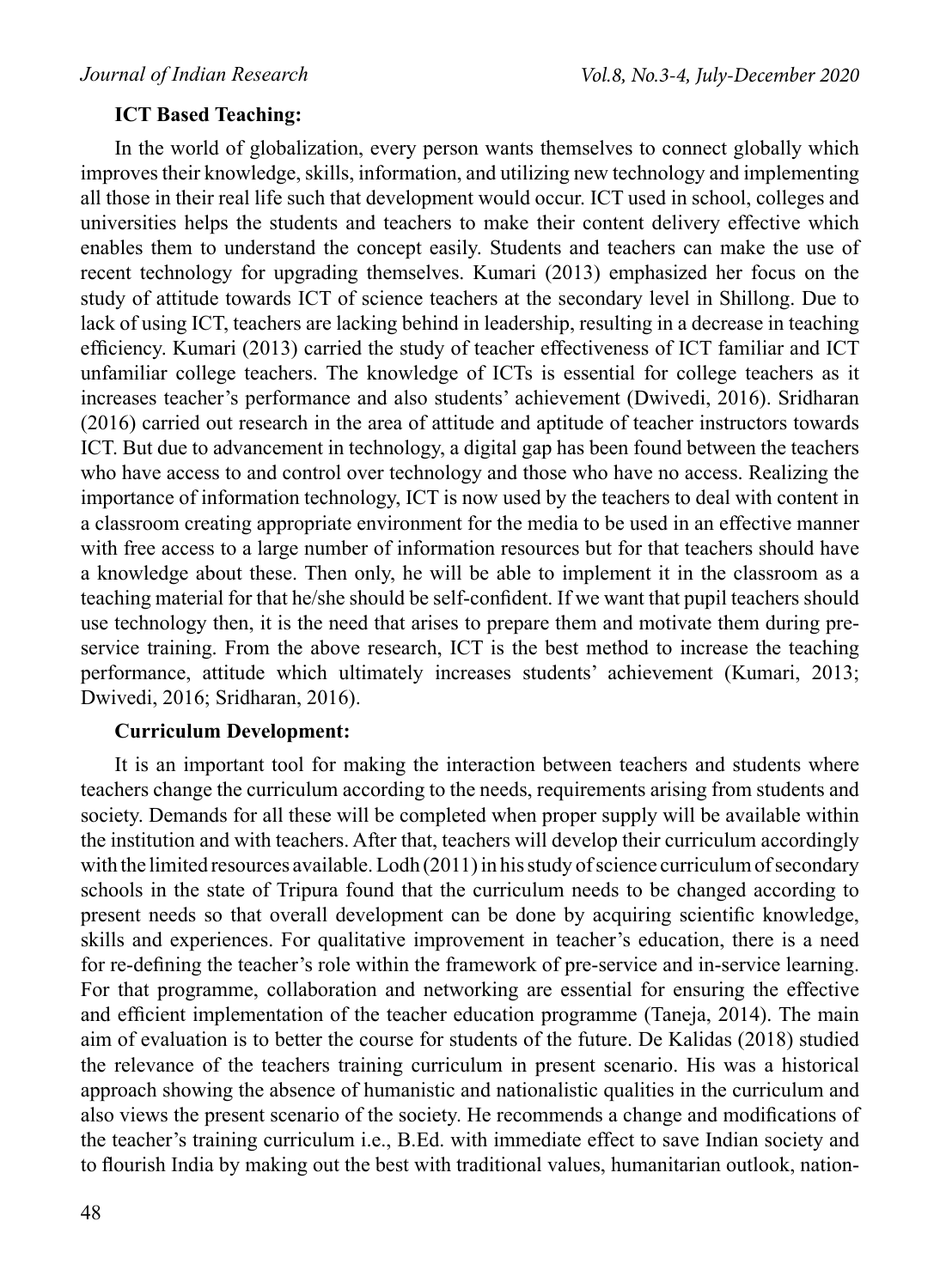**ICT Based Teaching:**

In the world of globalization, every person wants themselves to connect globally which improves their knowledge, skills, information, and utilizing new technology and implementing all those in their real life such that development would occur. ICT used in school, colleges and universities helps the students and teachers to make their content delivery effective which enables them to understand the concept easily. Students and teachers can make the use of recent technology for upgrading themselves. Kumari (2013) emphasized her focus on the study of attitude towards ICT of science teachers at the secondary level in Shillong. Due to lack of using ICT, teachers are lacking behind in leadership, resulting in a decrease in teaching efficiency. Kumari (2013) carried the study of teacher effectiveness of ICT familiar and ICT unfamiliar college teachers. The knowledge of ICTs is essential for college teachers as it increases teacher's performance and also students' achievement (Dwivedi, 2016). Sridharan (2016) carried out research in the area of attitude and aptitude of teacher instructors towards ICT. But due to advancement in technology, a digital gap has been found between the teachers who have access to and control over technology and those who have no access. Realizing the importance of information technology, ICT is now used by the teachers to deal with content in a classroom creating appropriate environment for the media to be used in an effective manner with free access to a large number of information resources but for that teachers should have a knowledge about these. Then only, he will be able to implement it in the classroom as a teaching material for that he/she should be self-confident. If we want that pupil teachers should use technology then, it is the need that arises to prepare them and motivate them during pre-service training. From the above research, ICT is the best method to increase the teaching performance, attitude which ultimately increases students' achievement (Kumari, 2013; Dwivedi, 2016; Sridharan, 2016).

**Curriculum Development:**

It is an important tool for making the interaction between teachers and students where teachers change the curriculum according to the needs, requirements arising from students and society. Demands for all these will be completed when proper supply will be available within the institution and with teachers. After that, teachers will develop their curriculum accordingly with the limited resources available. Lodh (2011) in his study of science curriculum of secondary schools in the state of Tripura found that the curriculum needs to be changed according to present needs so that overall development can be done by acquiring scientific knowledge, skills and experiences. For qualitative improvement in teacher's education, there is a need for re-defining the teacher's role within the framework of pre-service and in-service learning. For that programme, collaboration and networking are essential for ensuring the effective and efficient implementation of the teacher education programme (Taneja, 2014). The main aim of evaluation is to better the course for students of the future. De Kalidas (2018) studied the relevance of the teachers training curriculum in present scenario. His was a historical approach showing the absence of humanistic and nationalistic qualities in the curriculum and also views the present scenario of the society. He recommends a change and modifications of the teacher's training curriculum i.e., B.Ed. with immediate effect to save Indian society and to flourish India by making out the best with traditional values, humanitarian outlook, nation-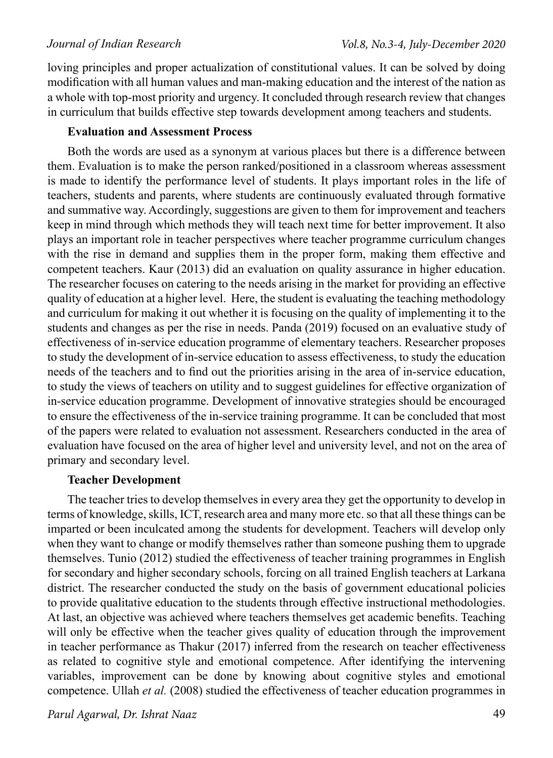loving principles and proper actualization of constitutional values. It can be solved by doing modification with all human values and man-making education and the interest of the nation as a whole with top-most priority and urgency. It concluded through research review that changes in curriculum that builds effective step towards development among teachers and students.

### Evaluation and Assessment Process

Both the words are used as a synonym at various places but there is a difference between them. Evaluation is to make the person ranked/positioned in a classroom whereas assessment is made to identify the performance level of students. It plays important roles in the life of teachers, students and parents, where students are continuously evaluated through formative and summative way. Accordingly, suggestions are given to them for improvement and teachers keep in mind through which methods they will teach next time for better improvement. It also plays an important role in teacher perspectives where teacher programme curriculum changes with the rise in demand and supplies them in the proper form, making them effective and competent teachers. Kaur (2013) did an evaluation on quality assurance in higher education. The researcher focuses on catering to the needs arising in the market for providing an effective quality of education at a higher level. Here, the student is evaluating the teaching methodology and curriculum for making it out whether it is focusing on the quality of implementing it to the students and changes as per the rise in needs. Panda (2019) focused on an evaluative study of effectiveness of in-service education programme of elementary teachers. Researcher proposes to study the development of in-service education to assess effectiveness, to study the education needs of the teachers and to find out the priorities arising in the area of in-service education, to study the views of teachers on utility and to suggest guidelines for effective organization of in-service education programme. Development of innovative strategies should be encouraged to ensure the effectiveness of the in-service training programme. It can be concluded that most of the papers were related to evaluation not assessment. Researchers conducted in the area of evaluation have focused on the area of higher level and university level, and not on the area of primary and secondary level.

### Teacher Development

The teacher tries to develop themselves in every area they get the opportunity to develop in terms of knowledge, skills, ICT, research area and many more etc. so that all these things can be imparted or been inculcated among the students for development. Teachers will develop only when they want to change or modify themselves rather than someone pushing them to upgrade themselves. Tunio (2012) studied the effectiveness of teacher training programmes in English for secondary and higher secondary schools, forcing on all trained English teachers at Larkana district. The researcher conducted the study on the basis of government educational policies to provide qualitative education to the students through effective instructional methodologies. At last, an objective was achieved where teachers themselves get academic benefits. Teaching will only be effective when the teacher gives quality of education through the improvement in teacher performance as Thakur (2017) inferred from the research on teacher effectiveness as related to cognitive style and emotional competence. After identifying the intervening variables, improvement can be done by knowing about cognitive styles and emotional competence. Ullah *et al.* (2008) studied the effectiveness of teacher education programmes in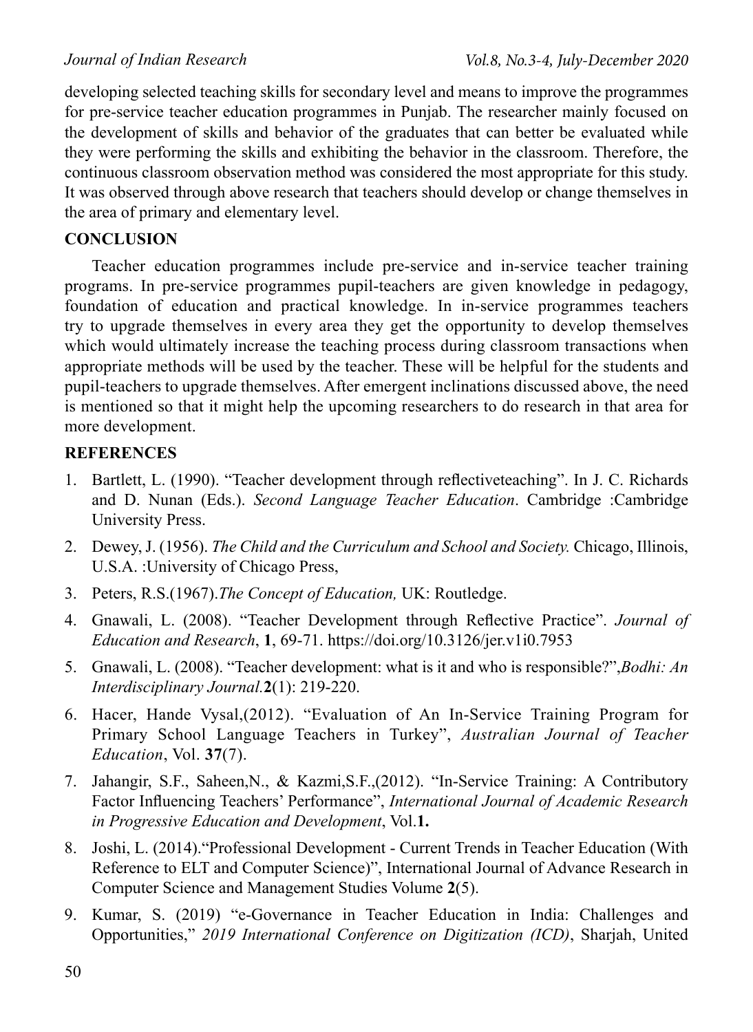developing selected teaching skills for secondary level and means to improve the programmes for pre-service teacher education programmes in Punjab. The researcher mainly focused on the development of skills and behavior of the graduates that can better be evaluated while they were performing the skills and exhibiting the behavior in the classroom. Therefore, the continuous classroom observation method was considered the most appropriate for this study. It was observed through above research that teachers should develop or change themselves in the area of primary and elementary level.

## CONCLUSION

Teacher education programmes include pre-service and in-service teacher training programs. In pre-service programmes pupil-teachers are given knowledge in pedagogy, foundation of education and practical knowledge. In in-service programmes teachers try to upgrade themselves in every area they get the opportunity to develop themselves which would ultimately increase the teaching process during classroom transactions when appropriate methods will be used by the teacher. These will be helpful for the students and pupil-teachers to upgrade themselves. After emergent inclinations discussed above, the need is mentioned so that it might help the upcoming researchers to do research in that area for more development.

## REFERENCES

1. Bartlett, L. (1990). "Teacher development through reflectiveteaching". In J. C. Richards and D. Nunan (Eds.). *Second Language Teacher Education*. Cambridge :Cambridge University Press.
2. Dewey, J. (1956). *The Child and the Curriculum and School and Society.* Chicago, Illinois, U.S.A. :University of Chicago Press,
3. Peters, R.S.(1967).*The Concept of Education,* UK: Routledge.
4. Gnawali, L. (2008). "Teacher Development through Reflective Practice". *Journal of Education and Research*, **1**, 69-71. https://doi.org/10.3126/jer.v1i0.7953
5. Gnawali, L. (2008). "Teacher development: what is it and who is responsible?",*Bodhi: An Interdisciplinary Journal.***2**(1): 219-220.
6. Hacer, Hande Vysal,(2012). "Evaluation of An In-Service Training Program for Primary School Language Teachers in Turkey", *Australian Journal of Teacher Education*, Vol. **37**(7).
7. Jahangir, S.F., Saheen,N., & Kazmi,S.F.,(2012). "In-Service Training: A Contributory Factor Influencing Teachers' Performance", *International Journal of Academic Research in Progressive Education and Development*, Vol.**1.**
8. Joshi, L. (2014)."Professional Development - Current Trends in Teacher Education (With Reference to ELT and Computer Science)", International Journal of Advance Research in Computer Science and Management Studies Volume **2**(5).
9. Kumar, S. (2019) "e-Governance in Teacher Education in India: Challenges and Opportunities," *2019 International Conference on Digitization (ICD)*, Sharjah, United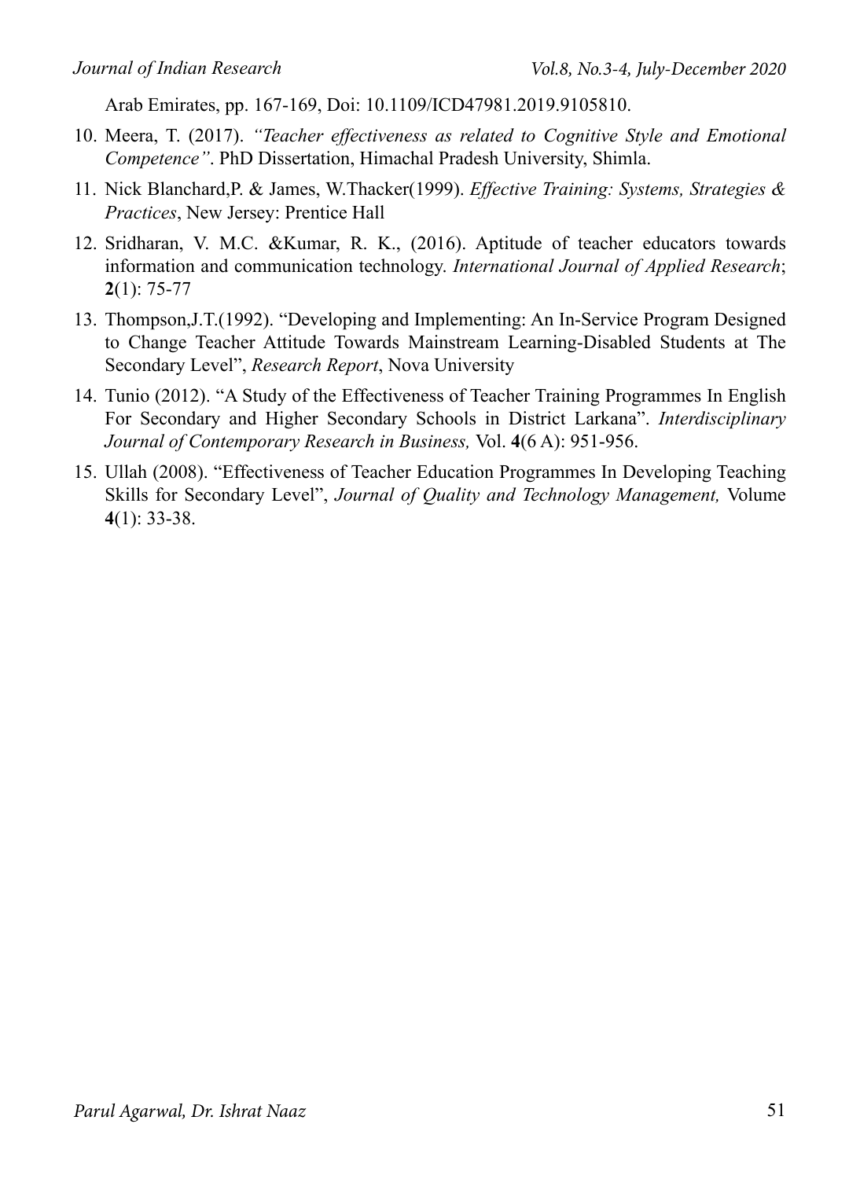Arab Emirates, pp. 167-169, Doi: 10.1109/ICD47981.2019.9105810.

10. Meera, T. (2017). *"Teacher effectiveness as related to Cognitive Style and Emotional Competence"*. PhD Dissertation, Himachal Pradesh University, Shimla.
11. Nick Blanchard,P. & James, W.Thacker(1999). *Effective Training: Systems, Strategies & Practices*, New Jersey: Prentice Hall
12. Sridharan, V. M.C. &Kumar, R. K., (2016). Aptitude of teacher educators towards information and communication technology. *International Journal of Applied Research*; **2**(1): 75-77
13. Thompson,J.T.(1992). "Developing and Implementing: An In-Service Program Designed to Change Teacher Attitude Towards Mainstream Learning-Disabled Students at The Secondary Level", *Research Report*, Nova University
14. Tunio (2012). "A Study of the Effectiveness of Teacher Training Programmes In English For Secondary and Higher Secondary Schools in District Larkana". *Interdisciplinary Journal of Contemporary Research in Business,* Vol. **4**(6 A): 951-956.
15. Ullah (2008). "Effectiveness of Teacher Education Programmes In Developing Teaching Skills for Secondary Level", *Journal of Quality and Technology Management,* Volume **4**(1): 33-38.